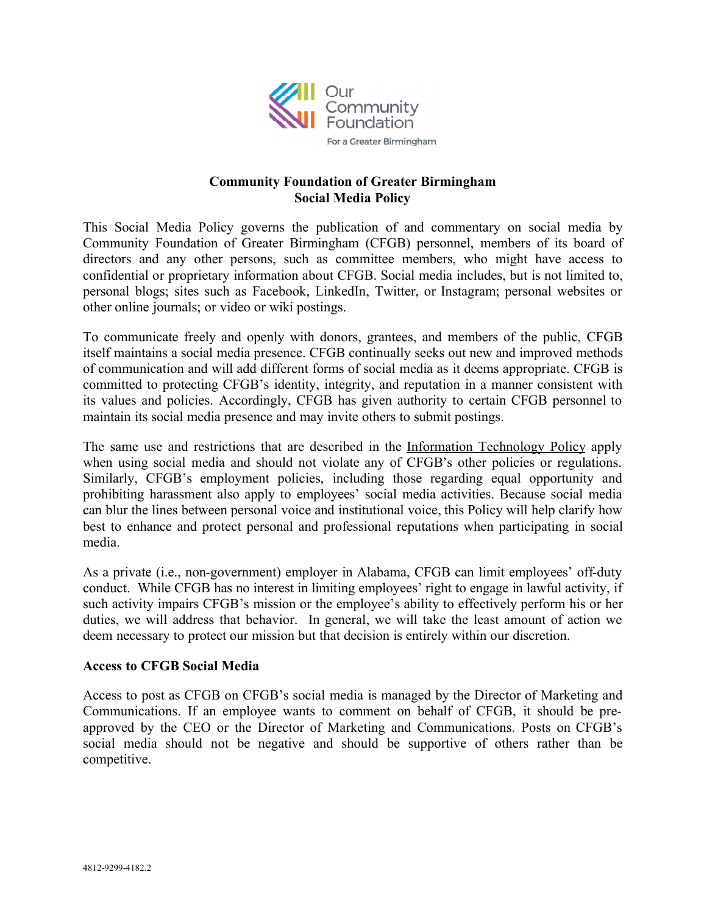Our Community Foundation

For a Greater Birmingham

# Community Foundation of Greater Birmingham
# Social Media Policy

This Social Media Policy governs the publication of and commentary on social media by Community Foundation of Greater Birmingham (CFGB) personnel, members of its board of directors and any other persons, such as committee members, who might have access to confidential or proprietary information about CFGB. Social media includes, but is not limited to, personal blogs; sites such as Facebook, LinkedIn, Twitter, or Instagram; personal websites or other online journals; or video or wiki postings.

To communicate freely and openly with donors, grantees, and members of the public, CFGB itself maintains a social media presence. CFGB continually seeks out new and improved methods of communication and will add different forms of social media as it deems appropriate. CFGB is committed to protecting CFGB's identity, integrity, and reputation in a manner consistent with its values and policies. Accordingly, CFGB has given authority to certain CFGB personnel to maintain its social media presence and may invite others to submit postings.

The same use and restrictions that are described in the Information Technology Policy apply when using social media and should not violate any of CFGB's other policies or regulations. Similarly, CFGB's employment policies, including those regarding equal opportunity and prohibiting harassment also apply to employees' social media activities. Because social media can blur the lines between personal voice and institutional voice, this Policy will help clarify how best to enhance and protect personal and professional reputations when participating in social media.

As a private (i.e., non-government) employer in Alabama, CFGB can limit employees' off-duty conduct. While CFGB has no interest in limiting employees' right to engage in lawful activity, if such activity impairs CFGB's mission or the employee's ability to effectively perform his or her duties, we will address that behavior. In general, we will take the least amount of action we deem necessary to protect our mission but that decision is entirely within our discretion.

## Access to CFGB Social Media

Access to post as CFGB on CFGB's social media is managed by the Director of Marketing and Communications. If an employee wants to comment on behalf of CFGB, it should be pre-approved by the CEO or the Director of Marketing and Communications. Posts on CFGB's social media should not be negative and should be supportive of others rather than be competitive.

4812-9299-4182.2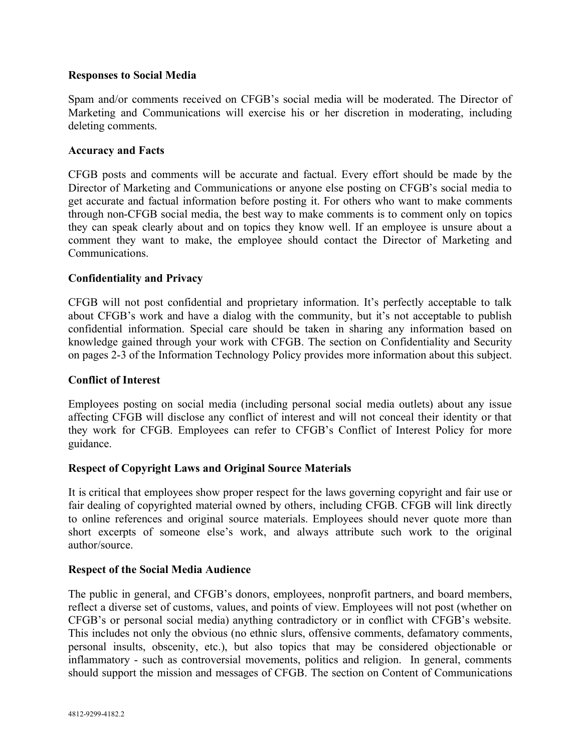**Responses to Social Media**

Spam and/or comments received on CFGB's social media will be moderated. The Director of Marketing and Communications will exercise his or her discretion in moderating, including deleting comments.

**Accuracy and Facts**

CFGB posts and comments will be accurate and factual. Every effort should be made by the Director of Marketing and Communications or anyone else posting on CFGB's social media to get accurate and factual information before posting it. For others who want to make comments through non-CFGB social media, the best way to make comments is to comment only on topics they can speak clearly about and on topics they know well. If an employee is unsure about a comment they want to make, the employee should contact the Director of Marketing and Communications.

**Confidentiality and Privacy**

CFGB will not post confidential and proprietary information. It's perfectly acceptable to talk about CFGB's work and have a dialog with the community, but it's not acceptable to publish confidential information. Special care should be taken in sharing any information based on knowledge gained through your work with CFGB. The section on Confidentiality and Security on pages 2-3 of the Information Technology Policy provides more information about this subject.

**Conflict of Interest**

Employees posting on social media (including personal social media outlets) about any issue affecting CFGB will disclose any conflict of interest and will not conceal their identity or that they work for CFGB. Employees can refer to CFGB's Conflict of Interest Policy for more guidance.

**Respect of Copyright Laws and Original Source Materials**

It is critical that employees show proper respect for the laws governing copyright and fair use or fair dealing of copyrighted material owned by others, including CFGB. CFGB will link directly to online references and original source materials. Employees should never quote more than short excerpts of someone else's work, and always attribute such work to the original author/source.

**Respect of the Social Media Audience**

The public in general, and CFGB's donors, employees, nonprofit partners, and board members, reflect a diverse set of customs, values, and points of view. Employees will not post (whether on CFGB's or personal social media) anything contradictory or in conflict with CFGB's website. This includes not only the obvious (no ethnic slurs, offensive comments, defamatory comments, personal insults, obscenity, etc.), but also topics that may be considered objectionable or inflammatory - such as controversial movements, politics and religion. In general, comments should support the mission and messages of CFGB. The section on Content of Communications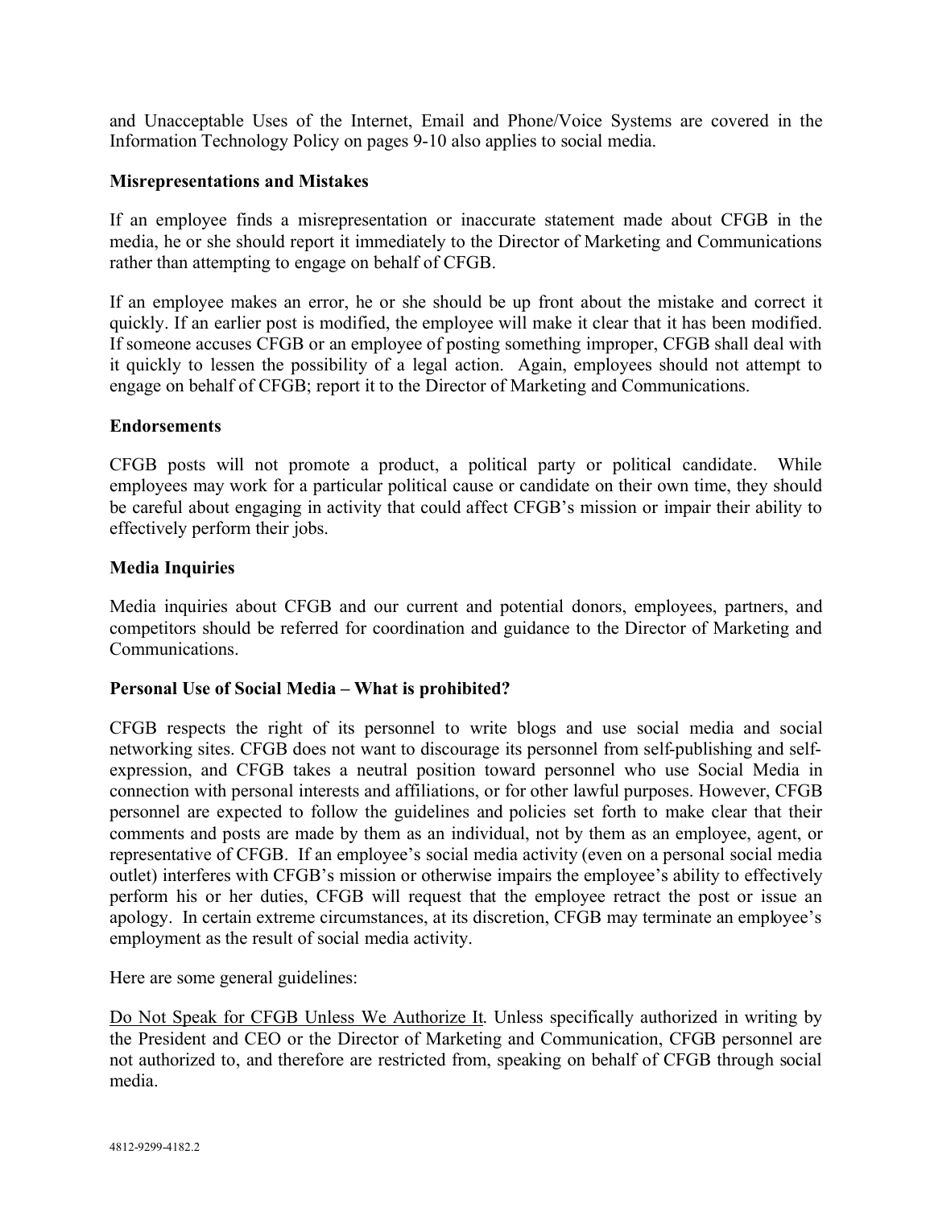and Unacceptable Uses of the Internet, Email and Phone/Voice Systems are covered in the Information Technology Policy on pages 9-10 also applies to social media.

**Misrepresentations and Mistakes**

If an employee finds a misrepresentation or inaccurate statement made about CFGB in the media, he or she should report it immediately to the Director of Marketing and Communications rather than attempting to engage on behalf of CFGB.

If an employee makes an error, he or she should be up front about the mistake and correct it quickly. If an earlier post is modified, the employee will make it clear that it has been modified. If someone accuses CFGB or an employee of posting something improper, CFGB shall deal with it quickly to lessen the possibility of a legal action. Again, employees should not attempt to engage on behalf of CFGB; report it to the Director of Marketing and Communications.

**Endorsements**

CFGB posts will not promote a product, a political party or political candidate. While employees may work for a particular political cause or candidate on their own time, they should be careful about engaging in activity that could affect CFGB's mission or impair their ability to effectively perform their jobs.

**Media Inquiries**

Media inquiries about CFGB and our current and potential donors, employees, partners, and competitors should be referred for coordination and guidance to the Director of Marketing and Communications.

**Personal Use of Social Media – What is prohibited?**

CFGB respects the right of its personnel to write blogs and use social media and social networking sites. CFGB does not want to discourage its personnel from self-publishing and self-expression, and CFGB takes a neutral position toward personnel who use Social Media in connection with personal interests and affiliations, or for other lawful purposes. However, CFGB personnel are expected to follow the guidelines and policies set forth to make clear that their comments and posts are made by them as an individual, not by them as an employee, agent, or representative of CFGB. If an employee's social media activity (even on a personal social media outlet) interferes with CFGB's mission or otherwise impairs the employee's ability to effectively perform his or her duties, CFGB will request that the employee retract the post or issue an apology. In certain extreme circumstances, at its discretion, CFGB may terminate an employee's employment as the result of social media activity.

Here are some general guidelines:

<u>Do Not Speak for CFGB Unless We Authorize It</u>. Unless specifically authorized in writing by the President and CEO or the Director of Marketing and Communication, CFGB personnel are not authorized to, and therefore are restricted from, speaking on behalf of CFGB through social media.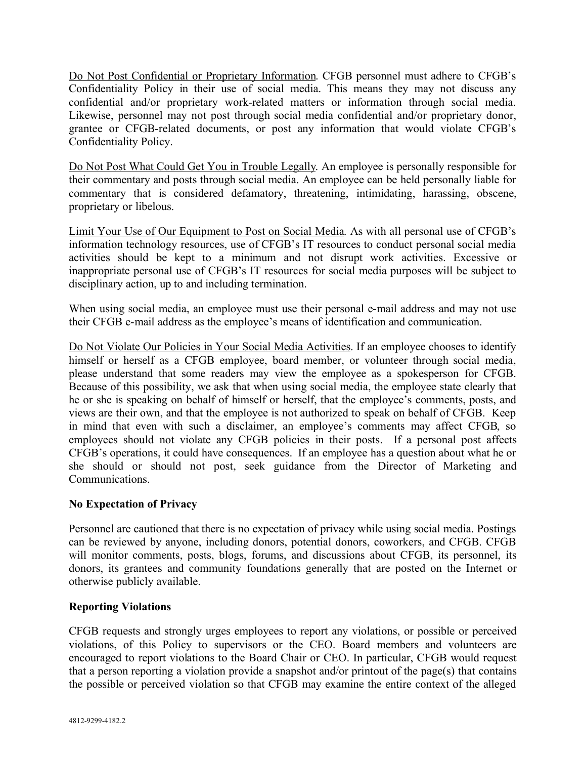Do Not Post Confidential or Proprietary Information. CFGB personnel must adhere to CFGB's Confidentiality Policy in their use of social media. This means they may not discuss any confidential and/or proprietary work-related matters or information through social media. Likewise, personnel may not post through social media confidential and/or proprietary donor, grantee or CFGB-related documents, or post any information that would violate CFGB's Confidentiality Policy.

Do Not Post What Could Get You in Trouble Legally. An employee is personally responsible for their commentary and posts through social media. An employee can be held personally liable for commentary that is considered defamatory, threatening, intimidating, harassing, obscene, proprietary or libelous.

Limit Your Use of Our Equipment to Post on Social Media. As with all personal use of CFGB's information technology resources, use of CFGB's IT resources to conduct personal social media activities should be kept to a minimum and not disrupt work activities. Excessive or inappropriate personal use of CFGB's IT resources for social media purposes will be subject to disciplinary action, up to and including termination.

When using social media, an employee must use their personal e-mail address and may not use their CFGB e-mail address as the employee's means of identification and communication.

Do Not Violate Our Policies in Your Social Media Activities. If an employee chooses to identify himself or herself as a CFGB employee, board member, or volunteer through social media, please understand that some readers may view the employee as a spokesperson for CFGB. Because of this possibility, we ask that when using social media, the employee state clearly that he or she is speaking on behalf of himself or herself, that the employee's comments, posts, and views are their own, and that the employee is not authorized to speak on behalf of CFGB. Keep in mind that even with such a disclaimer, an employee's comments may affect CFGB, so employees should not violate any CFGB policies in their posts. If a personal post affects CFGB's operations, it could have consequences. If an employee has a question about what he or she should or should not post, seek guidance from the Director of Marketing and Communications.

**No Expectation of Privacy**

Personnel are cautioned that there is no expectation of privacy while using social media. Postings can be reviewed by anyone, including donors, potential donors, coworkers, and CFGB. CFGB will monitor comments, posts, blogs, forums, and discussions about CFGB, its personnel, its donors, its grantees and community foundations generally that are posted on the Internet or otherwise publicly available.

**Reporting Violations**

CFGB requests and strongly urges employees to report any violations, or possible or perceived violations, of this Policy to supervisors or the CEO. Board members and volunteers are encouraged to report violations to the Board Chair or CEO. In particular, CFGB would request that a person reporting a violation provide a snapshot and/or printout of the page(s) that contains the possible or perceived violation so that CFGB may examine the entire context of the alleged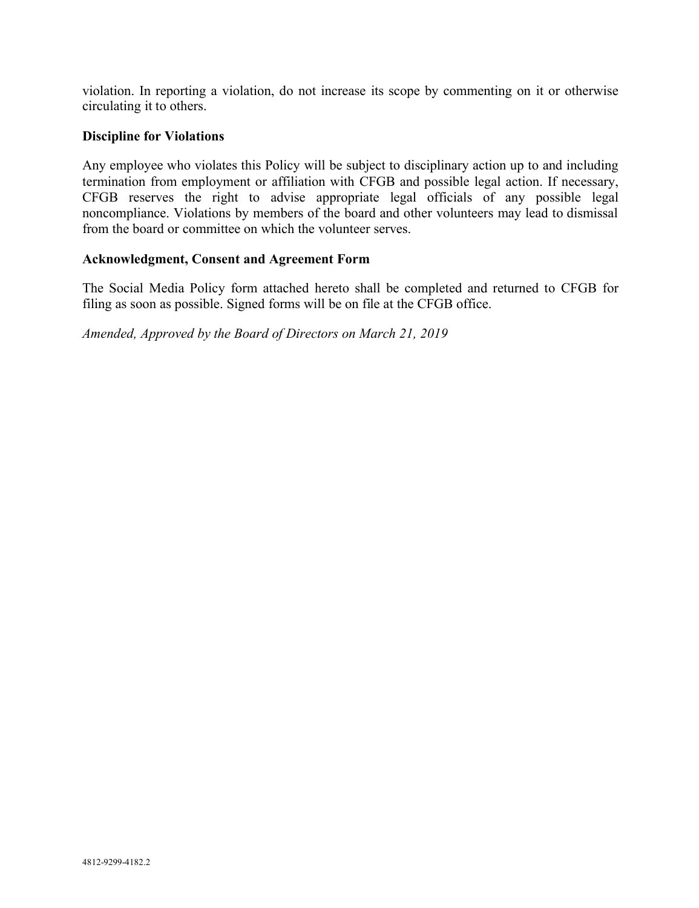violation. In reporting a violation, do not increase its scope by commenting on it or otherwise circulating it to others.

**Discipline for Violations**

Any employee who violates this Policy will be subject to disciplinary action up to and including termination from employment or affiliation with CFGB and possible legal action. If necessary, CFGB reserves the right to advise appropriate legal officials of any possible legal noncompliance. Violations by members of the board and other volunteers may lead to dismissal from the board or committee on which the volunteer serves.

**Acknowledgment, Consent and Agreement Form**

The Social Media Policy form attached hereto shall be completed and returned to CFGB for filing as soon as possible. Signed forms will be on file at the CFGB office.

*Amended, Approved by the Board of Directors on March 21, 2019*

4812-9299-4182.2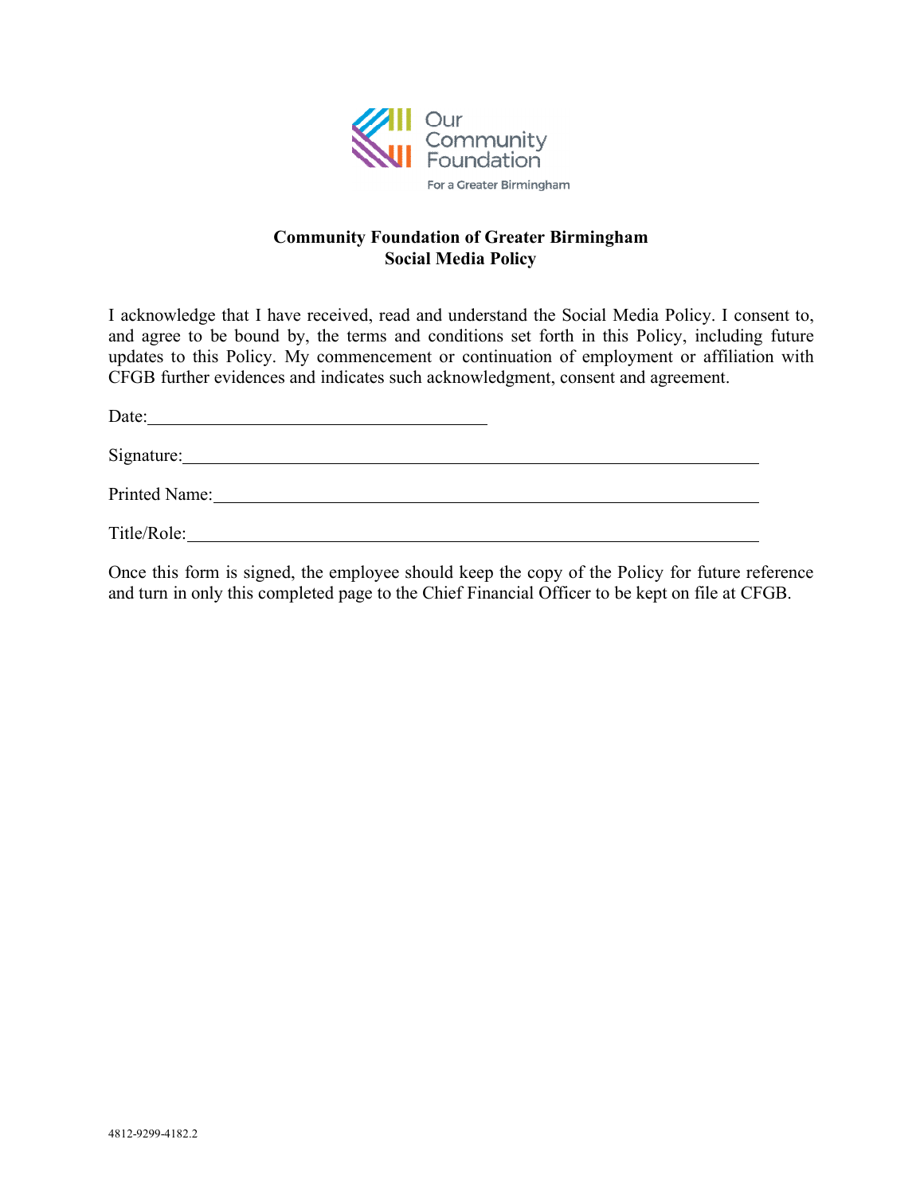Our Community Foundation

For a Greater Birmingham

**Community Foundation of Greater Birmingham**
**Social Media Policy**

I acknowledge that I have received, read and understand the Social Media Policy. I consent to, and agree to be bound by, the terms and conditions set forth in this Policy, including future updates to this Policy. My commencement or continuation of employment or affiliation with CFGB further evidences and indicates such acknowledgment, consent and agreement.

Date:______________________________

Signature:______________________________________________________

Printed Name:___________________________________________________

Title/Role:______________________________________________________

Once this form is signed, the employee should keep the copy of the Policy for future reference and turn in only this completed page to the Chief Financial Officer to be kept on file at CFGB.

4812-9299-4182.2